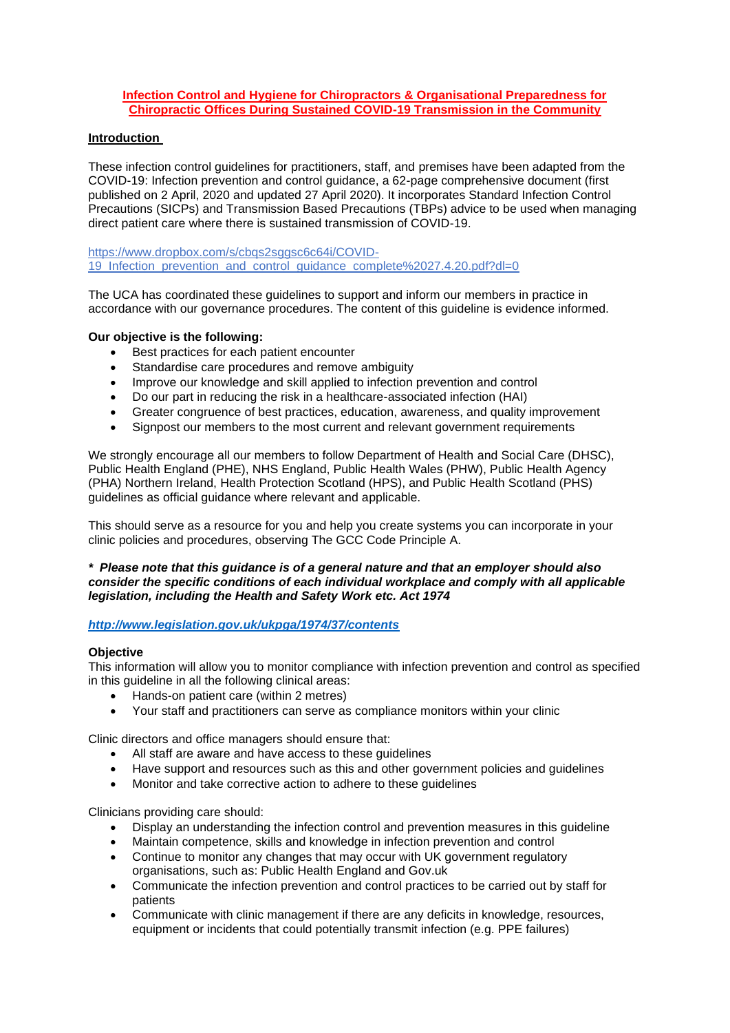# Infection Control and Hygiene for Chiropractors & Organisational Preparedness for Chiropractic Offices During Sustained COVID-19 Transmission in the Community

## Introduction

These infection control guidelines for practitioners, staff, and premises have been adapted from the COVID-19: Infection prevention and control guidance, a 62-page comprehensive document (first published on 2 April, 2020 and updated 27 April 2020). It incorporates Standard Infection Control Precautions (SICPs) and Transmission Based Precautions (TBPs) advice to be used when managing direct patient care where there is sustained transmission of COVID-19.

https://www.dropbox.com/s/cbqs2sggsc6c64i/COVID-19_Infection_prevention_and_control_guidance_complete%2027.4.20.pdf?dl=0

The UCA has coordinated these guidelines to support and inform our members in practice in accordance with our governance procedures. The content of this guideline is evidence informed.

**Our objective is the following:**

- Best practices for each patient encounter
- Standardise care procedures and remove ambiguity
- Improve our knowledge and skill applied to infection prevention and control
- Do our part in reducing the risk in a healthcare-associated infection (HAI)
- Greater congruence of best practices, education, awareness, and quality improvement
- Signpost our members to the most current and relevant government requirements

We strongly encourage all our members to follow Department of Health and Social Care (DHSC), Public Health England (PHE), NHS England, Public Health Wales (PHW), Public Health Agency (PHA) Northern Ireland, Health Protection Scotland (HPS), and Public Health Scotland (PHS) guidelines as official guidance where relevant and applicable.

This should serve as a resource for you and help you create systems you can incorporate in your clinic policies and procedures, observing The GCC Code Principle A.

***\* Please note that this guidance is of a general nature and that an employer should also consider the specific conditions of each individual workplace and comply with all applicable legislation, including the Health and Safety Work etc. Act 1974***

***http://www.legislation.gov.uk/ukpga/1974/37/contents***

**Objective**

This information will allow you to monitor compliance with infection prevention and control as specified in this guideline in all the following clinical areas:

- Hands-on patient care (within 2 metres)
- Your staff and practitioners can serve as compliance monitors within your clinic

Clinic directors and office managers should ensure that:

- All staff are aware and have access to these guidelines
- Have support and resources such as this and other government policies and guidelines
- Monitor and take corrective action to adhere to these guidelines

Clinicians providing care should:

- Display an understanding the infection control and prevention measures in this guideline
- Maintain competence, skills and knowledge in infection prevention and control
- Continue to monitor any changes that may occur with UK government regulatory organisations, such as: Public Health England and Gov.uk
- Communicate the infection prevention and control practices to be carried out by staff for patients
- Communicate with clinic management if there are any deficits in knowledge, resources, equipment or incidents that could potentially transmit infection (e.g. PPE failures)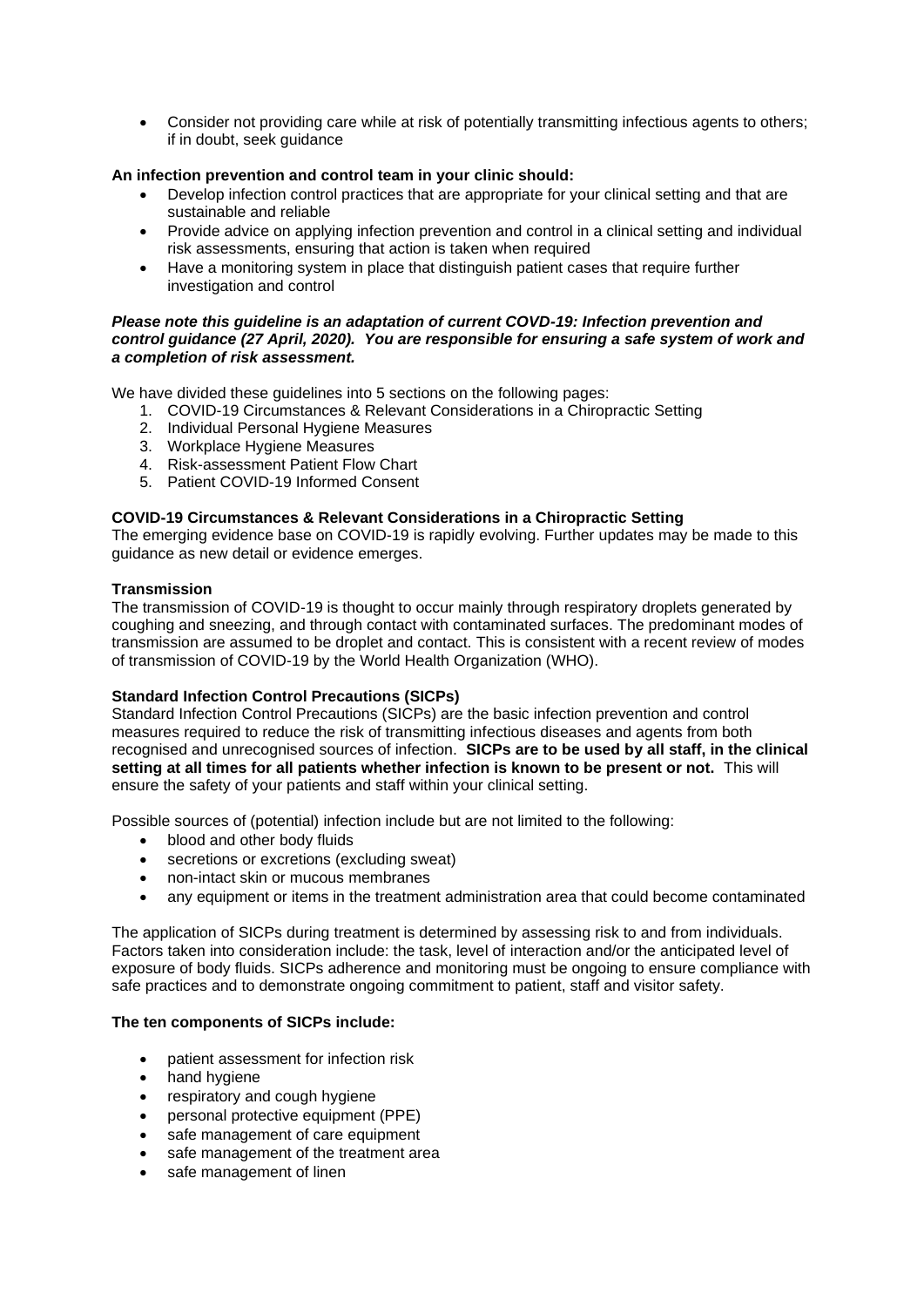- Consider not providing care while at risk of potentially transmitting infectious agents to others; if in doubt, seek guidance

**An infection prevention and control team in your clinic should:**

- Develop infection control practices that are appropriate for your clinical setting and that are sustainable and reliable
- Provide advice on applying infection prevention and control in a clinical setting and individual risk assessments, ensuring that action is taken when required
- Have a monitoring system in place that distinguish patient cases that require further investigation and control

***Please note this guideline is an adaptation of current COVD-19: Infection prevention and control guidance (27 April, 2020). You are responsible for ensuring a safe system of work and a completion of risk assessment.***

We have divided these guidelines into 5 sections on the following pages:

1. COVID-19 Circumstances & Relevant Considerations in a Chiropractic Setting
2. Individual Personal Hygiene Measures
3. Workplace Hygiene Measures
4. Risk-assessment Patient Flow Chart
5. Patient COVID-19 Informed Consent

**COVID-19 Circumstances & Relevant Considerations in a Chiropractic Setting**

The emerging evidence base on COVID-19 is rapidly evolving. Further updates may be made to this guidance as new detail or evidence emerges.

**Transmission**

The transmission of COVID-19 is thought to occur mainly through respiratory droplets generated by coughing and sneezing, and through contact with contaminated surfaces. The predominant modes of transmission are assumed to be droplet and contact. This is consistent with a recent review of modes of transmission of COVID-19 by the World Health Organization (WHO).

**Standard Infection Control Precautions (SICPs)**

Standard Infection Control Precautions (SICPs) are the basic infection prevention and control measures required to reduce the risk of transmitting infectious diseases and agents from both recognised and unrecognised sources of infection. **SICPs are to be used by all staff, in the clinical setting at all times for all patients whether infection is known to be present or not.** This will ensure the safety of your patients and staff within your clinical setting.

Possible sources of (potential) infection include but are not limited to the following:

- blood and other body fluids
- secretions or excretions (excluding sweat)
- non-intact skin or mucous membranes
- any equipment or items in the treatment administration area that could become contaminated

The application of SICPs during treatment is determined by assessing risk to and from individuals. Factors taken into consideration include: the task, level of interaction and/or the anticipated level of exposure of body fluids. SICPs adherence and monitoring must be ongoing to ensure compliance with safe practices and to demonstrate ongoing commitment to patient, staff and visitor safety.

**The ten components of SICPs include:**

- patient assessment for infection risk
- hand hygiene
- respiratory and cough hygiene
- personal protective equipment (PPE)
- safe management of care equipment
- safe management of the treatment area
- safe management of linen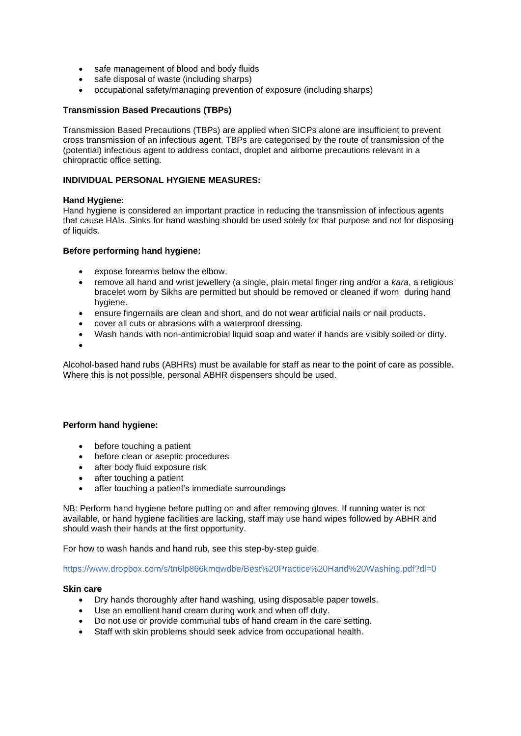- safe management of blood and body fluids
- safe disposal of waste (including sharps)
- occupational safety/managing prevention of exposure (including sharps)

**Transmission Based Precautions (TBPs)**

Transmission Based Precautions (TBPs) are applied when SICPs alone are insufficient to prevent cross transmission of an infectious agent. TBPs are categorised by the route of transmission of the (potential) infectious agent to address contact, droplet and airborne precautions relevant in a chiropractic office setting.

**INDIVIDUAL PERSONAL HYGIENE MEASURES:**

**Hand Hygiene:**
Hand hygiene is considered an important practice in reducing the transmission of infectious agents that cause HAIs. Sinks for hand washing should be used solely for that purpose and not for disposing of liquids.

**Before performing hand hygiene:**

- expose forearms below the elbow.
- remove all hand and wrist jewellery (a single, plain metal finger ring and/or a *kara*, a religious bracelet worn by Sikhs are permitted but should be removed or cleaned if worn during hand hygiene.
- ensure fingernails are clean and short, and do not wear artificial nails or nail products.
- cover all cuts or abrasions with a waterproof dressing.
- Wash hands with non-antimicrobial liquid soap and water if hands are visibly soiled or dirty.
-

Alcohol-based hand rubs (ABHRs) must be available for staff as near to the point of care as possible. Where this is not possible, personal ABHR dispensers should be used.

**Perform hand hygiene:**

- before touching a patient
- before clean or aseptic procedures
- after body fluid exposure risk
- after touching a patient
- after touching a patient's immediate surroundings

NB: Perform hand hygiene before putting on and after removing gloves. If running water is not available, or hand hygiene facilities are lacking, staff may use hand wipes followed by ABHR and should wash their hands at the first opportunity.

For how to wash hands and hand rub, see this step-by-step guide.

https://www.dropbox.com/s/tn6lp866kmqwdbe/Best%20Practice%20Hand%20Washing.pdf?dl=0

**Skin care**

- Dry hands thoroughly after hand washing, using disposable paper towels.
- Use an emollient hand cream during work and when off duty.
- Do not use or provide communal tubs of hand cream in the care setting.
- Staff with skin problems should seek advice from occupational health.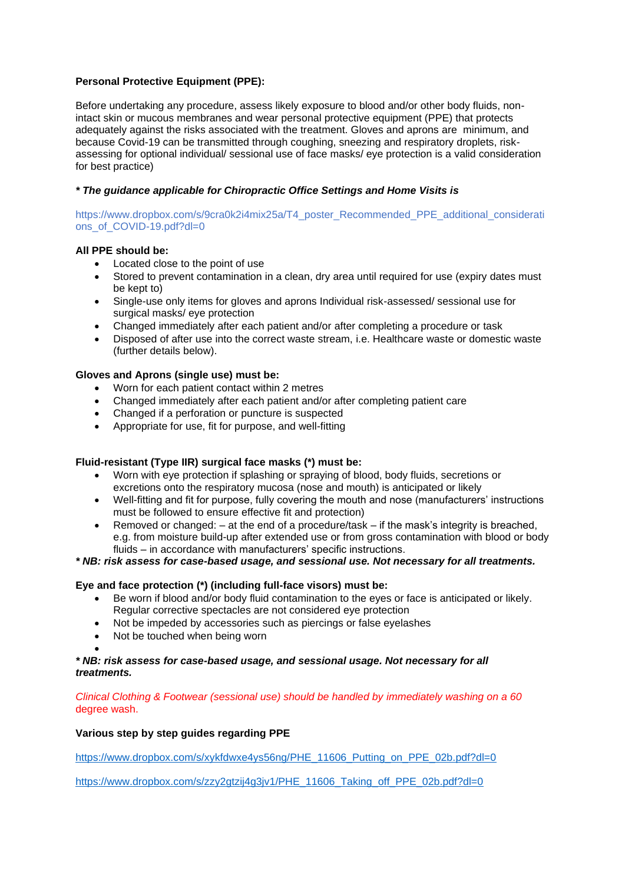**Personal Protective Equipment (PPE):**

Before undertaking any procedure, assess likely exposure to blood and/or other body fluids, non-intact skin or mucous membranes and wear personal protective equipment (PPE) that protects adequately against the risks associated with the treatment. Gloves and aprons are minimum, and because Covid-19 can be transmitted through coughing, sneezing and respiratory droplets, risk-assessing for optional individual/ sessional use of face masks/ eye protection is a valid consideration for best practice)

***\* The guidance applicable for Chiropractic Office Settings and Home Visits is***

https://www.dropbox.com/s/9cra0k2i4mix25a/T4_poster_Recommended_PPE_additional_considerations_of_COVID-19.pdf?dl=0

**All PPE should be:**

- Located close to the point of use
- Stored to prevent contamination in a clean, dry area until required for use (expiry dates must be kept to)
- Single-use only items for gloves and aprons Individual risk-assessed/ sessional use for surgical masks/ eye protection
- Changed immediately after each patient and/or after completing a procedure or task
- Disposed of after use into the correct waste stream, i.e. Healthcare waste or domestic waste (further details below).

**Gloves and Aprons (single use) must be:**

- Worn for each patient contact within 2 metres
- Changed immediately after each patient and/or after completing patient care
- Changed if a perforation or puncture is suspected
- Appropriate for use, fit for purpose, and well-fitting

**Fluid-resistant (Type IIR) surgical face masks (\*) must be:**

- Worn with eye protection if splashing or spraying of blood, body fluids, secretions or excretions onto the respiratory mucosa (nose and mouth) is anticipated or likely
- Well-fitting and fit for purpose, fully covering the mouth and nose (manufacturers' instructions must be followed to ensure effective fit and protection)
- Removed or changed: – at the end of a procedure/task – if the mask's integrity is breached, e.g. from moisture build-up after extended use or from gross contamination with blood or body fluids – in accordance with manufacturers' specific instructions.

***\* NB: risk assess for case-based usage, and sessional use. Not necessary for all treatments.***

**Eye and face protection (\*) (including full-face visors) must be:**

- Be worn if blood and/or body fluid contamination to the eyes or face is anticipated or likely. Regular corrective spectacles are not considered eye protection
- Not be impeded by accessories such as piercings or false eyelashes
- Not be touched when being worn

***\* NB: risk assess for case-based usage, and sessional usage. Not necessary for all treatments.***

*Clinical Clothing & Footwear (sessional use) should be handled by immediately washing on a 60* degree wash.

**Various step by step guides regarding PPE**

https://www.dropbox.com/s/xykfdwxe4ys56ng/PHE_11606_Putting_on_PPE_02b.pdf?dl=0

https://www.dropbox.com/s/zzy2gtzij4g3jv1/PHE_11606_Taking_off_PPE_02b.pdf?dl=0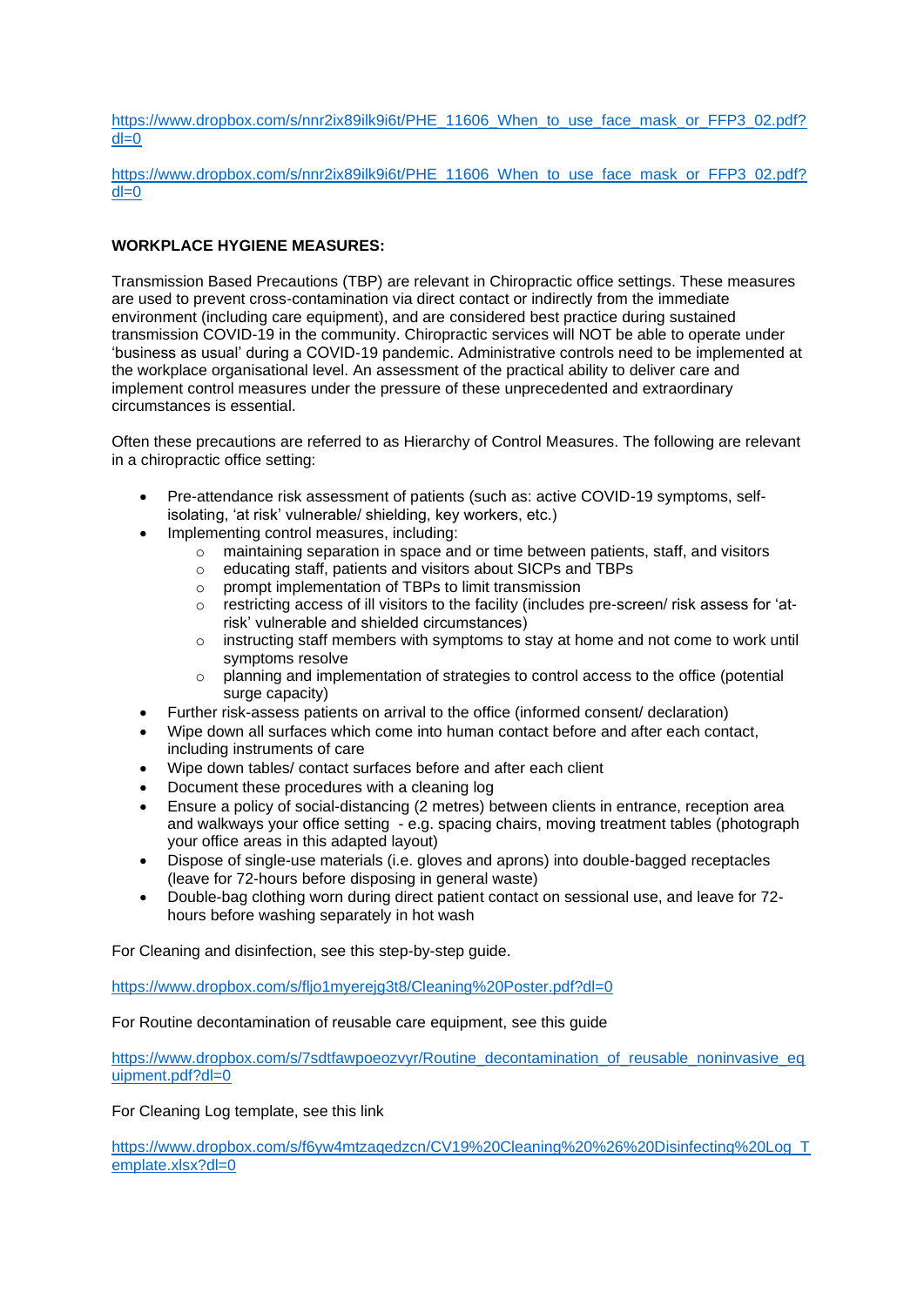https://www.dropbox.com/s/nnr2ix89ilk9i6t/PHE_11606_When_to_use_face_mask_or_FFP3_02.pdf?dl=0

https://www.dropbox.com/s/nnr2ix89ilk9i6t/PHE_11606_When_to_use_face_mask_or_FFP3_02.pdf?dl=0

**WORKPLACE HYGIENE MEASURES:**

Transmission Based Precautions (TBP) are relevant in Chiropractic office settings. These measures are used to prevent cross-contamination via direct contact or indirectly from the immediate environment (including care equipment), and are considered best practice during sustained transmission COVID-19 in the community. Chiropractic services will NOT be able to operate under 'business as usual' during a COVID-19 pandemic. Administrative controls need to be implemented at the workplace organisational level. An assessment of the practical ability to deliver care and implement control measures under the pressure of these unprecedented and extraordinary circumstances is essential.

Often these precautions are referred to as Hierarchy of Control Measures. The following are relevant in a chiropractic office setting:

- Pre-attendance risk assessment of patients (such as: active COVID-19 symptoms, self-isolating, 'at risk' vulnerable/ shielding, key workers, etc.)
- Implementing control measures, including:
  - maintaining separation in space and or time between patients, staff, and visitors
  - educating staff, patients and visitors about SICPs and TBPs
  - prompt implementation of TBPs to limit transmission
  - restricting access of ill visitors to the facility (includes pre-screen/ risk assess for 'at-risk' vulnerable and shielded circumstances)
  - instructing staff members with symptoms to stay at home and not come to work until symptoms resolve
  - planning and implementation of strategies to control access to the office (potential surge capacity)
- Further risk-assess patients on arrival to the office (informed consent/ declaration)
- Wipe down all surfaces which come into human contact before and after each contact, including instruments of care
- Wipe down tables/ contact surfaces before and after each client
- Document these procedures with a cleaning log
- Ensure a policy of social-distancing (2 metres) between clients in entrance, reception area and walkways your office setting - e.g. spacing chairs, moving treatment tables (photograph your office areas in this adapted layout)
- Dispose of single-use materials (i.e. gloves and aprons) into double-bagged receptacles (leave for 72-hours before disposing in general waste)
- Double-bag clothing worn during direct patient contact on sessional use, and leave for 72-hours before washing separately in hot wash

For Cleaning and disinfection, see this step-by-step guide.

https://www.dropbox.com/s/fljo1myerejg3t8/Cleaning%20Poster.pdf?dl=0

For Routine decontamination of reusable care equipment, see this guide

https://www.dropbox.com/s/7sdtfawpoeozvyr/Routine_decontamination_of_reusable_noninvasive_equipment.pdf?dl=0

For Cleaning Log template, see this link

https://www.dropbox.com/s/f6yw4mtzaqedzcn/CV19%20Cleaning%20%26%20Disinfecting%20Log_Template.xlsx?dl=0